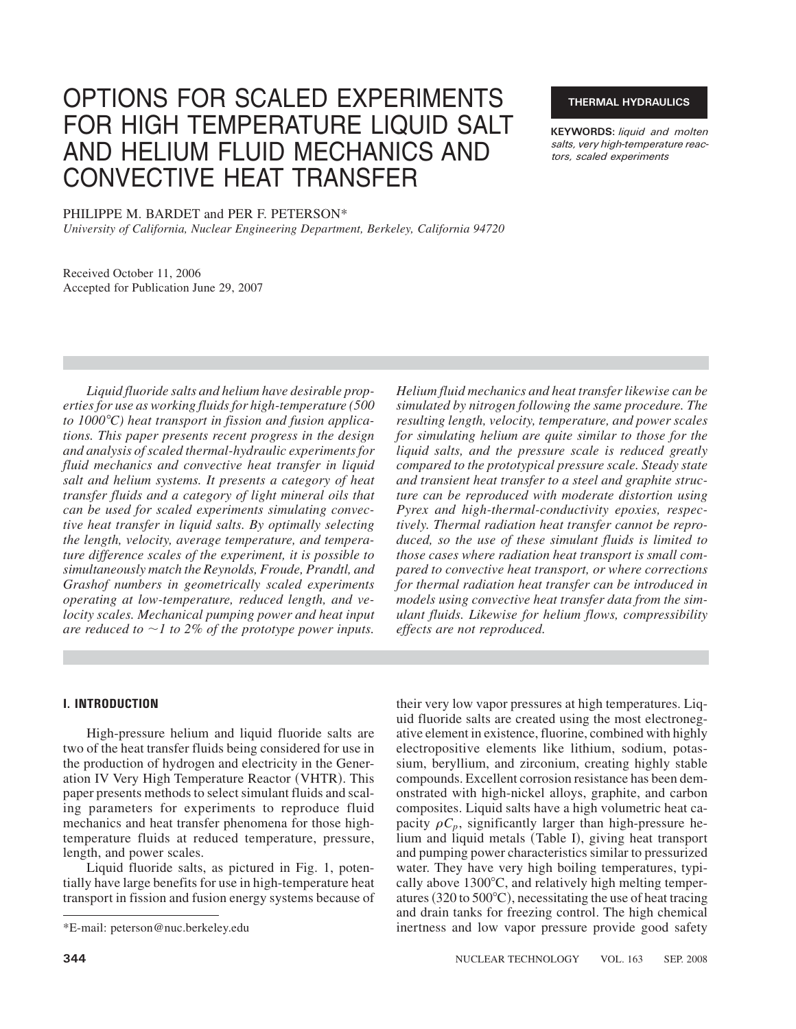# OPTIONS FOR SCALED EXPERIMENTS FOR HIGH TEMPERATURE LIQUID SALT AND HELIUM FLUID MECHANICS AND CONVECTIVE HEAT TRANSFER

**THERMAL HYDRAULICS**

**KEYWORDS:** *liquid and molten salts, very high-temperature reactors, scaled experiments*

PHILIPPE M. BARDET and PER F. PETERSON*

*University of California, Nuclear Engineering Department, Berkeley, California 94720*

Received October 11, 2006
Accepted for Publication June 29, 2007

*Liquid fluoride salts and helium have desirable properties for use as working fluids for high-temperature (500 to 1000°C) heat transport in fission and fusion applications. This paper presents recent progress in the design and analysis of scaled thermal-hydraulic experiments for fluid mechanics and convective heat transfer in liquid salt and helium systems. It presents a category of heat transfer fluids and a category of light mineral oils that can be used for scaled experiments simulating convective heat transfer in liquid salts. By optimally selecting the length, velocity, average temperature, and temperature difference scales of the experiment, it is possible to simultaneously match the Reynolds, Froude, Prandtl, and Grashof numbers in geometrically scaled experiments operating at low-temperature, reduced length, and velocity scales. Mechanical pumping power and heat input are reduced to ~1 to 2% of the prototype power inputs. Helium fluid mechanics and heat transfer likewise can be simulated by nitrogen following the same procedure. The resulting length, velocity, temperature, and power scales for simulating helium are quite similar to those for the liquid salts, and the pressure scale is reduced greatly compared to the prototypical pressure scale. Steady state and transient heat transfer to a steel and graphite structure can be reproduced with moderate distortion using Pyrex and high-thermal-conductivity epoxies, respectively. Thermal radiation heat transfer cannot be reproduced, so the use of these simulant fluids is limited to those cases where radiation heat transport is small compared to convective heat transport, or where corrections for thermal radiation heat transfer can be introduced in models using convective heat transfer data from the simulant fluids. Likewise for helium flows, compressibility effects are not reproduced.*

## I. INTRODUCTION

High-pressure helium and liquid fluoride salts are two of the heat transfer fluids being considered for use in the production of hydrogen and electricity in the Generation IV Very High Temperature Reactor (VHTR). This paper presents methods to select simulant fluids and scaling parameters for experiments to reproduce fluid mechanics and heat transfer phenomena for those high-temperature fluids at reduced temperature, pressure, length, and power scales.

Liquid fluoride salts, as pictured in Fig. 1, potentially have large benefits for use in high-temperature heat transport in fission and fusion energy systems because of their very low vapor pressures at high temperatures. Liquid fluoride salts are created using the most electronegative element in existence, fluorine, combined with highly electropositive elements like lithium, sodium, potassium, beryllium, and zirconium, creating highly stable compounds. Excellent corrosion resistance has been demonstrated with high-nickel alloys, graphite, and carbon composites. Liquid salts have a high volumetric heat capacity $\rho C_p$, significantly larger than high-pressure helium and liquid metals (Table I), giving heat transport and pumping power characteristics similar to pressurized water. They have very high boiling temperatures, typically above 1300°C, and relatively high melting temperatures (320 to 500°C), necessitating the use of heat tracing and drain tanks for freezing control. The high chemical inertness and low vapor pressure provide good safety

*E-mail: peterson@nuc.berkeley.edu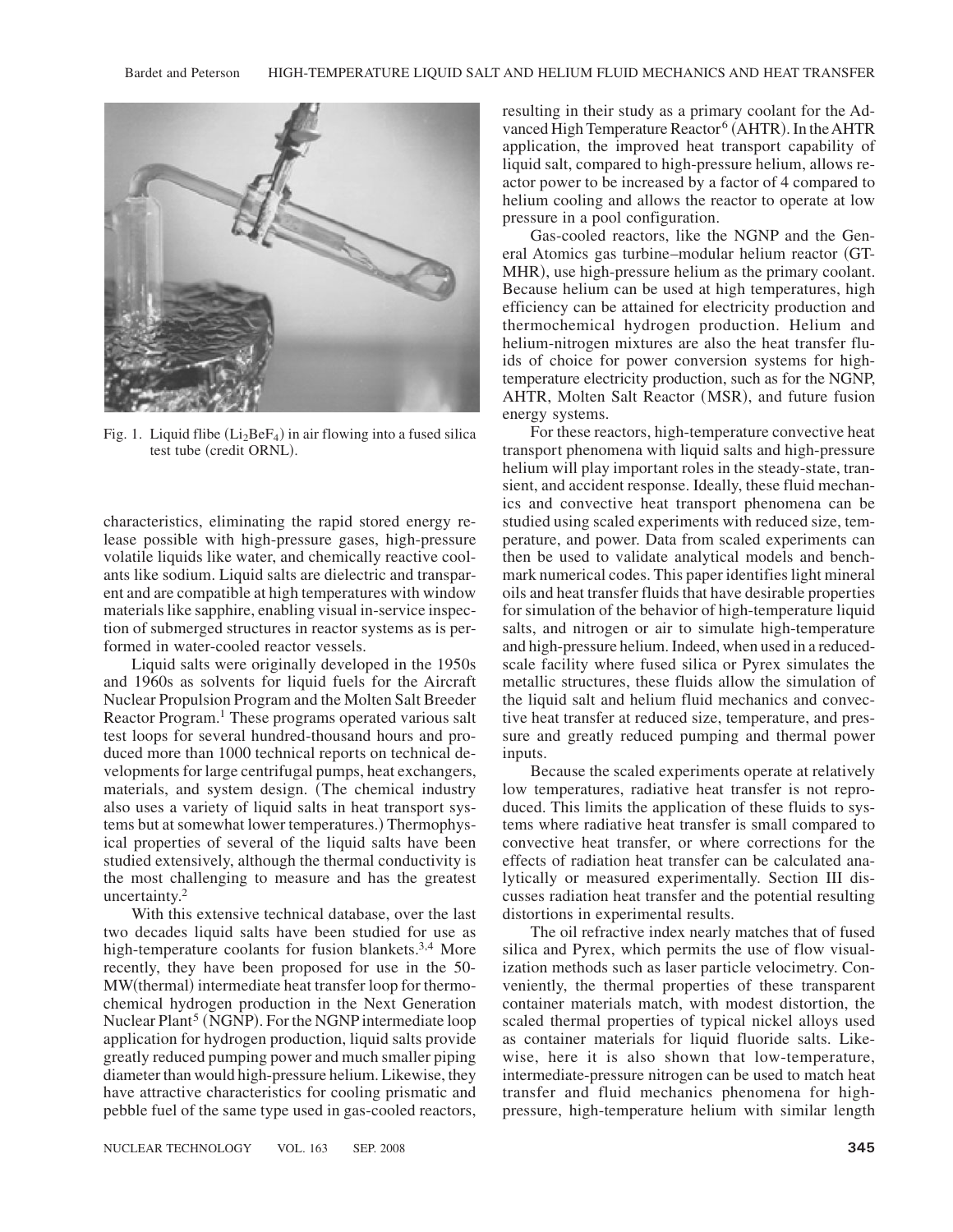Fig. 1. Liquid flibe ($Li_2BeF_4$) in air flowing into a fused silica test tube (credit ORNL).

characteristics, eliminating the rapid stored energy release possible with high-pressure gases, high-pressure volatile liquids like water, and chemically reactive coolants like sodium. Liquid salts are dielectric and transparent and are compatible at high temperatures with window materials like sapphire, enabling visual in-service inspection of submerged structures in reactor systems as is performed in water-cooled reactor vessels.

Liquid salts were originally developed in the 1950s and 1960s as solvents for liquid fuels for the Aircraft Nuclear Propulsion Program and the Molten Salt Breeder Reactor Program.[1] These programs operated various salt test loops for several hundred-thousand hours and produced more than 1000 technical reports on technical developments for large centrifugal pumps, heat exchangers, materials, and system design. (The chemical industry also uses a variety of liquid salts in heat transport systems but at somewhat lower temperatures.) Thermophysical properties of several of the liquid salts have been studied extensively, although the thermal conductivity is the most challenging to measure and has the greatest uncertainty.[2]

With this extensive technical database, over the last two decades liquid salts have been studied for use as high-temperature coolants for fusion blankets.[3,4] More recently, they have been proposed for use in the 50-MW(thermal) intermediate heat transfer loop for thermochemical hydrogen production in the Next Generation Nuclear Plant[5] (NGNP). For the NGNP intermediate loop application for hydrogen production, liquid salts provide greatly reduced pumping power and much smaller piping diameter than would high-pressure helium. Likewise, they have attractive characteristics for cooling prismatic and pebble fuel of the same type used in gas-cooled reactors, resulting in their study as a primary coolant for the Advanced High Temperature Reactor[6] (AHTR). In the AHTR application, the improved heat transport capability of liquid salt, compared to high-pressure helium, allows reactor power to be increased by a factor of 4 compared to helium cooling and allows the reactor to operate at low pressure in a pool configuration.

Gas-cooled reactors, like the NGNP and the General Atomics gas turbine–modular helium reactor (GT-MHR), use high-pressure helium as the primary coolant. Because helium can be used at high temperatures, high efficiency can be attained for electricity production and thermochemical hydrogen production. Helium and helium-nitrogen mixtures are also the heat transfer fluids of choice for power conversion systems for high-temperature electricity production, such as for the NGNP, AHTR, Molten Salt Reactor (MSR), and future fusion energy systems.

For these reactors, high-temperature convective heat transport phenomena with liquid salts and high-pressure helium will play important roles in the steady-state, transient, and accident response. Ideally, these fluid mechanics and convective heat transport phenomena can be studied using scaled experiments with reduced size, temperature, and power. Data from scaled experiments can then be used to validate analytical models and benchmark numerical codes. This paper identifies light mineral oils and heat transfer fluids that have desirable properties for simulation of the behavior of high-temperature liquid salts, and nitrogen or air to simulate high-temperature and high-pressure helium. Indeed, when used in a reduced-scale facility where fused silica or Pyrex simulates the metallic structures, these fluids allow the simulation of the liquid salt and helium fluid mechanics and convective heat transfer at reduced size, temperature, and pressure and greatly reduced pumping and thermal power inputs.

Because the scaled experiments operate at relatively low temperatures, radiative heat transfer is not reproduced. This limits the application of these fluids to systems where radiative heat transfer is small compared to convective heat transfer, or where corrections for the effects of radiation heat transfer can be calculated analytically or measured experimentally. Section III discusses radiation heat transfer and the potential resulting distortions in experimental results.

The oil refractive index nearly matches that of fused silica and Pyrex, which permits the use of flow visualization methods such as laser particle velocimetry. Conveniently, the thermal properties of these transparent container materials match, with modest distortion, the scaled thermal properties of typical nickel alloys used as container materials for liquid fluoride salts. Likewise, here it is also shown that low-temperature, intermediate-pressure nitrogen can be used to match heat transfer and fluid mechanics phenomena for high-pressure, high-temperature helium with similar length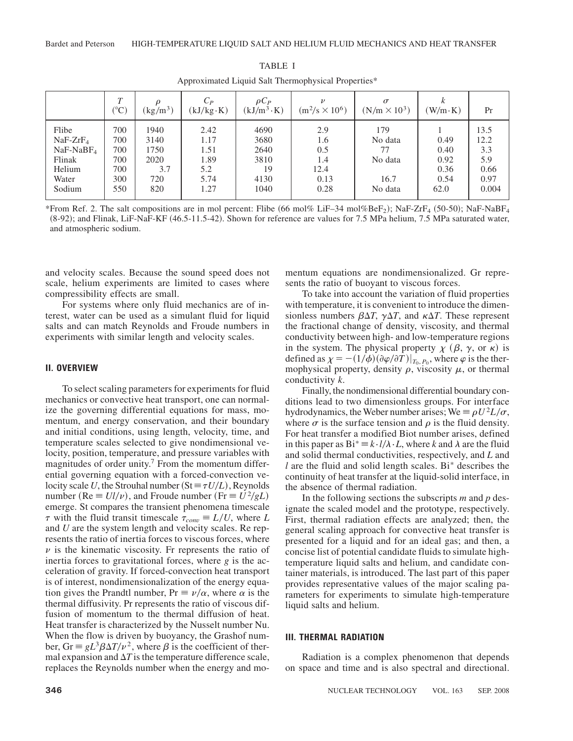TABLE I

Approximated Liquid Salt Thermophysical Properties*

| | $T$ (°C) | $\rho$ $(kg/m^3)$ | $C_P$ $(kJ/kg \cdot K)$ | $\rho C_P$ $(kJ/m^3 \cdot K)$ | $\nu$ $(m^2/s \times 10^6)$ | $\sigma$ $(N/m \times 10^3)$ | $k$ $(W/m \cdot K)$ | Pr |
|---|---|---|---|---|---|---|---|---|
| Flibe | 700 | 1940 | 2.42 | 4690 | 2.9 | 179 | 1 | 13.5 |
| $NaF$-$ZrF_4$ | 700 | 3140 | 1.17 | 3680 | 1.6 | No data | 0.49 | 12.2 |
| $NaF$-$NaBF_4$ | 700 | 1750 | 1.51 | 2640 | 0.5 | 77 | 0.40 | 3.3 |
| Flinak | 700 | 2020 | 1.89 | 3810 | 1.4 | No data | 0.92 | 5.9 |
| Helium | 700 | 3.7 | 5.2 | 19 | 12.4 | | 0.36 | 0.66 |
| Water | 300 | 720 | 5.74 | 4130 | 0.13 | 16.7 | 0.54 | 0.97 |
| Sodium | 550 | 820 | 1.27 | 1040 | 0.28 | No data | 62.0 | 0.004 |

*From Ref. 2. The salt compositions are in mol percent: Flibe (66 mol% LiF–34 mol%$BeF_2$); $NaF$-$ZrF_4$ (50-50); $NaF$-$NaBF_4$ (8-92); and Flinak, LiF-NaF-KF (46.5-11.5-42). Shown for reference are values for 7.5 MPa helium, 7.5 MPa saturated water, and atmospheric sodium.

and velocity scales. Because the sound speed does not scale, helium experiments are limited to cases where compressibility effects are small.

For systems where only fluid mechanics are of interest, water can be used as a simulant fluid for liquid salts and can match Reynolds and Froude numbers in experiments with similar length and velocity scales.

## II. OVERVIEW

To select scaling parameters for experiments for fluid mechanics or convective heat transport, one can normalize the governing differential equations for mass, momentum, and energy conservation, and their boundary and initial conditions, using length, velocity, time, and temperature scales selected to give nondimensional velocity, position, temperature, and pressure variables with magnitudes of order unity.[7] From the momentum differential governing equation with a forced-convection velocity scale $U$, the Strouhal number ($St \equiv \tau U/L$), Reynolds number ($Re \equiv Ul/\nu$), and Froude number ($Fr \equiv U^2/gL$) emerge. St compares the transient phenomena timescale $\tau$ with the fluid transit timescale $\tau_{conv} \equiv L/U$, where $L$ and $U$ are the system length and velocity scales. Re represents the ratio of inertia forces to viscous forces, where $\nu$ is the kinematic viscosity. Fr represents the ratio of inertia forces to gravitational forces, where $g$ is the acceleration of gravity. If forced-convection heat transport is of interest, nondimensionalization of the energy equation gives the Prandtl number, $Pr \equiv \nu/\alpha$, where $\alpha$ is the thermal diffusivity. Pr represents the ratio of viscous diffusion of momentum to the thermal diffusion of heat. Heat transfer is characterized by the Nusselt number Nu. When the flow is driven by buoyancy, the Grashof number, $Gr \equiv gL^3\beta\Delta T/\nu^2$, where $\beta$ is the coefficient of thermal expansion and $\Delta T$ is the temperature difference scale, replaces the Reynolds number when the energy and momentum equations are nondimensionalized. Gr represents the ratio of buoyant to viscous forces.

To take into account the variation of fluid properties with temperature, it is convenient to introduce the dimensionless numbers $\beta\Delta T$, $\gamma\Delta T$, and $\kappa\Delta T$. These represent the fractional change of density, viscosity, and thermal conductivity between high- and low-temperature regions in the system. The physical property $\chi$ ($\beta$, $\gamma$, or $\kappa$) is defined as $\chi = -(1/\phi)(\partial\varphi/\partial T)|_{T_0, P_0}$, where $\varphi$ is the thermophysical property, density $\rho$, viscosity $\mu$, or thermal conductivity $k$.

Finally, the nondimensional differential boundary conditions lead to two dimensionless groups. For interface hydrodynamics, the Weber number arises; $We \equiv \rho U^2 L/\sigma$, where $\sigma$ is the surface tension and $\rho$ is the fluid density. For heat transfer a modified Biot number arises, defined in this paper as $Bi^* \equiv k \cdot l/\lambda \cdot L$, where $k$ and $\lambda$ are the fluid and solid thermal conductivities, respectively, and $L$ and $l$ are the fluid and solid length scales. $Bi^*$ describes the continuity of heat transfer at the liquid-solid interface, in the absence of thermal radiation.

In the following sections the subscripts $m$ and $p$ designate the scaled model and the prototype, respectively. First, thermal radiation effects are analyzed; then, the general scaling approach for convective heat transfer is presented for a liquid and for an ideal gas; and then, a concise list of potential candidate fluids to simulate high-temperature liquid salts and helium, and candidate container materials, is introduced. The last part of this paper provides representative values of the major scaling parameters for experiments to simulate high-temperature liquid salts and helium.

## III. THERMAL RADIATION

Radiation is a complex phenomenon that depends on space and time and is also spectral and directional.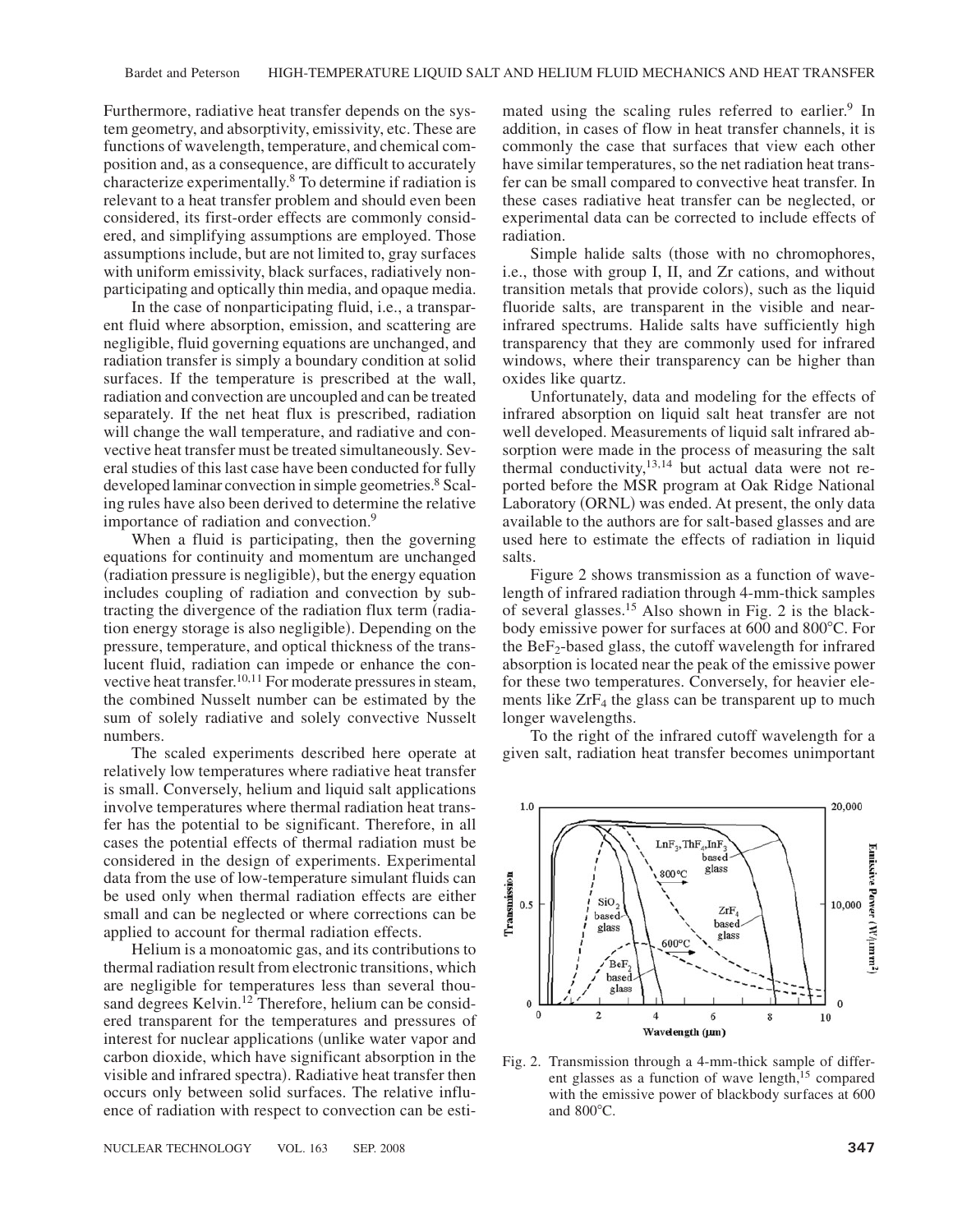Furthermore, radiative heat transfer depends on the system geometry, and absorptivity, emissivity, etc. These are functions of wavelength, temperature, and chemical composition and, as a consequence, are difficult to accurately characterize experimentally.[8] To determine if radiation is relevant to a heat transfer problem and should even been considered, its first-order effects are commonly considered, and simplifying assumptions are employed. Those assumptions include, but are not limited to, gray surfaces with uniform emissivity, black surfaces, radiatively nonparticipating and optically thin media, and opaque media.

In the case of nonparticipating fluid, i.e., a transparent fluid where absorption, emission, and scattering are negligible, fluid governing equations are unchanged, and radiation transfer is simply a boundary condition at solid surfaces. If the temperature is prescribed at the wall, radiation and convection are uncoupled and can be treated separately. If the net heat flux is prescribed, radiation will change the wall temperature, and radiative and convective heat transfer must be treated simultaneously. Several studies of this last case have been conducted for fully developed laminar convection in simple geometries.[8] Scaling rules have also been derived to determine the relative importance of radiation and convection.[9]

When a fluid is participating, then the governing equations for continuity and momentum are unchanged (radiation pressure is negligible), but the energy equation includes coupling of radiation and convection by subtracting the divergence of the radiation flux term (radiation energy storage is also negligible). Depending on the pressure, temperature, and optical thickness of the translucent fluid, radiation can impede or enhance the convective heat transfer.[10,11] For moderate pressures in steam, the combined Nusselt number can be estimated by the sum of solely radiative and solely convective Nusselt numbers.

The scaled experiments described here operate at relatively low temperatures where radiative heat transfer is small. Conversely, helium and liquid salt applications involve temperatures where thermal radiation heat transfer has the potential to be significant. Therefore, in all cases the potential effects of thermal radiation must be considered in the design of experiments. Experimental data from the use of low-temperature simulant fluids can be used only when thermal radiation effects are either small and can be neglected or where corrections can be applied to account for thermal radiation effects.

Helium is a monoatomic gas, and its contributions to thermal radiation result from electronic transitions, which are negligible for temperatures less than several thousand degrees Kelvin.[12] Therefore, helium can be considered transparent for the temperatures and pressures of interest for nuclear applications (unlike water vapor and carbon dioxide, which have significant absorption in the visible and infrared spectra). Radiative heat transfer then occurs only between solid surfaces. The relative influence of radiation with respect to convection can be estimated using the scaling rules referred to earlier.[9] In addition, in cases of flow in heat transfer channels, it is commonly the case that surfaces that view each other have similar temperatures, so the net radiation heat transfer can be small compared to convective heat transfer. In these cases radiative heat transfer can be neglected, or experimental data can be corrected to include effects of radiation.

Simple halide salts (those with no chromophores, i.e., those with group I, II, and Zr cations, and without transition metals that provide colors), such as the liquid fluoride salts, are transparent in the visible and near-infrared spectrums. Halide salts have sufficiently high transparency that they are commonly used for infrared windows, where their transparency can be higher than oxides like quartz.

Unfortunately, data and modeling for the effects of infrared absorption on liquid salt heat transfer are not well developed. Measurements of liquid salt infrared absorption were made in the process of measuring the salt thermal conductivity,[13,14] but actual data were not reported before the MSR program at Oak Ridge National Laboratory (ORNL) was ended. At present, the only data available to the authors are for salt-based glasses and are used here to estimate the effects of radiation in liquid salts.

Figure 2 shows transmission as a function of wavelength of infrared radiation through 4-mm-thick samples of several glasses.[15] Also shown in Fig. 2 is the blackbody emissive power for surfaces at 600 and 800°C. For the $BeF_2$-based glass, the cutoff wavelength for infrared absorption is located near the peak of the emissive power for these two temperatures. Conversely, for heavier elements like $ZrF_4$ the glass can be transparent up to much longer wavelengths.

To the right of the infrared cutoff wavelength for a given salt, radiation heat transfer becomes unimportant

Transmission
Emissive Power (W/μm m²)
1.0
0.5
0
20,000
10,000
0
0 2 4 6 8 10
Wavelength (μm)
$LnF_3$, $ThF_4$, $InF_3$ based glass
800°C
600°C
$SiO_2$ based glass
$ZrF_4$ based glass
$BeF_2$ based glass

Fig. 2. Transmission through a 4-mm-thick sample of different glasses as a function of wave length,[15] compared with the emissive power of blackbody surfaces at 600 and 800°C.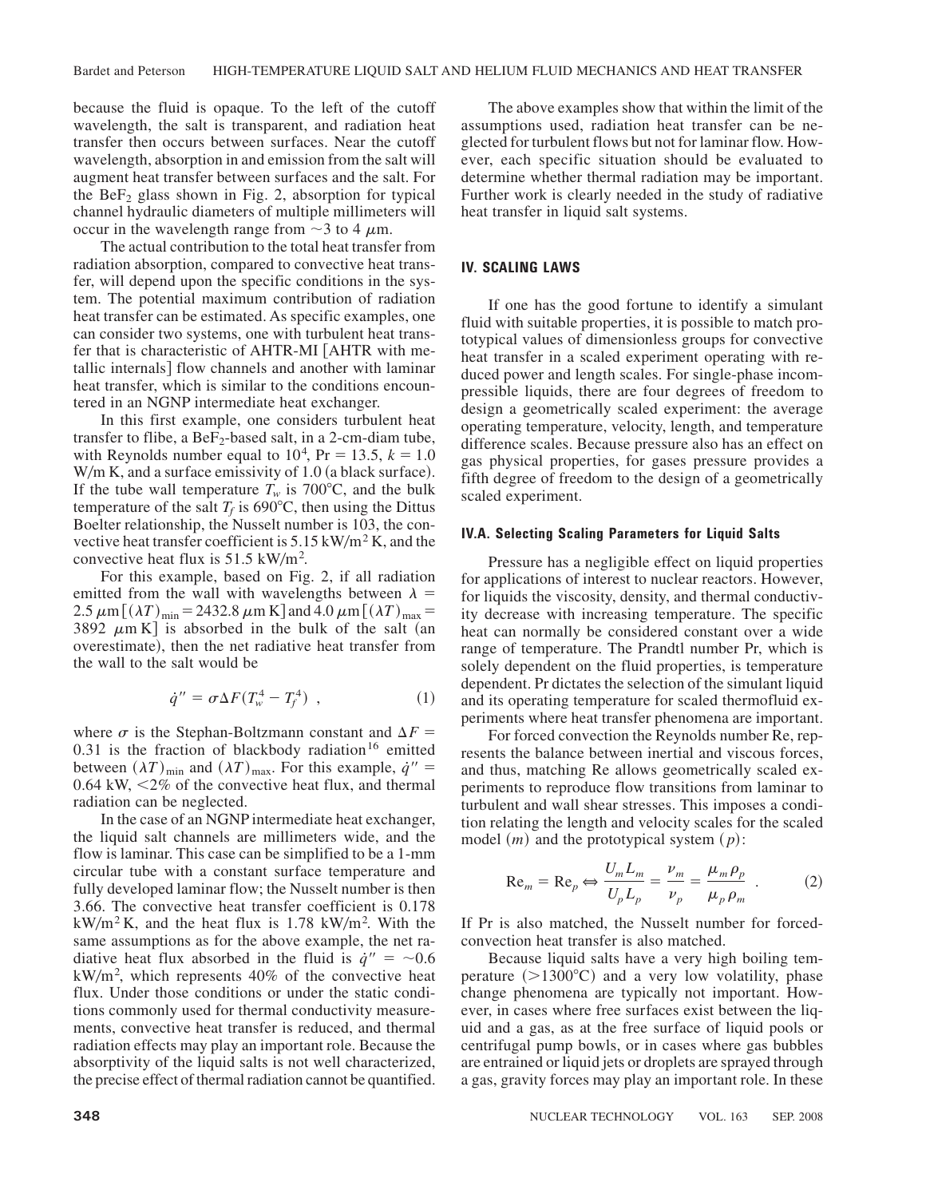because the fluid is opaque. To the left of the cutoff wavelength, the salt is transparent, and radiation heat transfer then occurs between surfaces. Near the cutoff wavelength, absorption in and emission from the salt will augment heat transfer between surfaces and the salt. For the $BeF_2$ glass shown in Fig. 2, absorption for typical channel hydraulic diameters of multiple millimeters will occur in the wavelength range from ~3 to 4 $\mu$m.

The actual contribution to the total heat transfer from radiation absorption, compared to convective heat transfer, will depend upon the specific conditions in the system. The potential maximum contribution of radiation heat transfer can be estimated. As specific examples, one can consider two systems, one with turbulent heat transfer that is characteristic of AHTR-MI [AHTR with metallic internals] flow channels and another with laminar heat transfer, which is similar to the conditions encountered in an NGNP intermediate heat exchanger.

In this first example, one considers turbulent heat transfer to flibe, a $BeF_2$-based salt, in a 2-cm-diam tube, with Reynolds number equal to $10^4$, Pr = 13.5, $k$ = 1.0 W/m K, and a surface emissivity of 1.0 (a black surface). If the tube wall temperature $T_w$ is 700°C, and the bulk temperature of the salt $T_f$ is 690°C, then using the Dittus Boelter relationship, the Nusselt number is 103, the convective heat transfer coefficient is 5.15 kW/m$^2$ K, and the convective heat flux is 51.5 kW/m$^2$.

For this example, based on Fig. 2, if all radiation emitted from the wall with wavelengths between $\lambda$ = 2.5 $\mu$m $[(\lambda T)_{min} = 2432.8\ \mu\text{m K}]$ and 4.0 $\mu$m $[(\lambda T)_{max} = 3892\ \mu\text{m K}]$ is absorbed in the bulk of the salt (an overestimate), then the net radiative heat transfer from the wall to the salt would be

$$\dot{q}'' = \sigma \Delta F (T_w^4 - T_f^4) \ , \tag{1}$$

where $\sigma$ is the Stephan-Boltzmann constant and $\Delta F$ = 0.31 is the fraction of blackbody radiation[16] emitted between $(\lambda T)_{min}$ and $(\lambda T)_{max}$. For this example, $\dot{q}''$ = 0.64 kW, <2% of the convective heat flux, and thermal radiation can be neglected.

In the case of an NGNP intermediate heat exchanger, the liquid salt channels are millimeters wide, and the flow is laminar. This case can be simplified to be a 1-mm circular tube with a constant surface temperature and fully developed laminar flow; the Nusselt number is then 3.66. The convective heat transfer coefficient is 0.178 kW/m$^2$ K, and the heat flux is 1.78 kW/m$^2$. With the same assumptions as for the above example, the net radiative heat flux absorbed in the fluid is $\dot{q}''$ = ~0.6 kW/m$^2$, which represents 40% of the convective heat flux. Under those conditions or under the static conditions commonly used for thermal conductivity measurements, convective heat transfer is reduced, and thermal radiation effects may play an important role. Because the absorptivity of the liquid salts is not well characterized, the precise effect of thermal radiation cannot be quantified.

The above examples show that within the limit of the assumptions used, radiation heat transfer can be neglected for turbulent flows but not for laminar flow. However, each specific situation should be evaluated to determine whether thermal radiation may be important. Further work is clearly needed in the study of radiative heat transfer in liquid salt systems.

## IV. SCALING LAWS

If one has the good fortune to identify a simulant fluid with suitable properties, it is possible to match prototypical values of dimensionless groups for convective heat transfer in a scaled experiment operating with reduced power and length scales. For single-phase incompressible liquids, there are four degrees of freedom to design a geometrically scaled experiment: the average operating temperature, velocity, length, and temperature difference scales. Because pressure also has an effect on gas physical properties, for gases pressure provides a fifth degree of freedom to the design of a geometrically scaled experiment.

### IV.A. Selecting Scaling Parameters for Liquid Salts

Pressure has a negligible effect on liquid properties for applications of interest to nuclear reactors. However, for liquids the viscosity, density, and thermal conductivity decrease with increasing temperature. The specific heat can normally be considered constant over a wide range of temperature. The Prandtl number Pr, which is solely dependent on the fluid properties, is temperature dependent. Pr dictates the selection of the simulant liquid and its operating temperature for scaled thermofluid experiments where heat transfer phenomena are important.

For forced convection the Reynolds number Re, represents the balance between inertial and viscous forces, and thus, matching Re allows geometrically scaled experiments to reproduce flow transitions from laminar to turbulent and wall shear stresses. This imposes a condition relating the length and velocity scales for the scaled model ($m$) and the prototypical system ($p$):

$$\text{Re}_m = \text{Re}_p \Leftrightarrow \frac{U_m L_m}{U_p L_p} = \frac{\nu_m}{\nu_p} = \frac{\mu_m \rho_p}{\mu_p \rho_m} \ . \tag{2}$$

If Pr is also matched, the Nusselt number for forced-convection heat transfer is also matched.

Because liquid salts have a very high boiling temperature (>1300°C) and a very low volatility, phase change phenomena are typically not important. However, in cases where free surfaces exist between the liquid and a gas, as at the free surface of liquid pools or centrifugal pump bowls, or in cases where gas bubbles are entrained or liquid jets or droplets are sprayed through a gas, gravity forces may play an important role. In these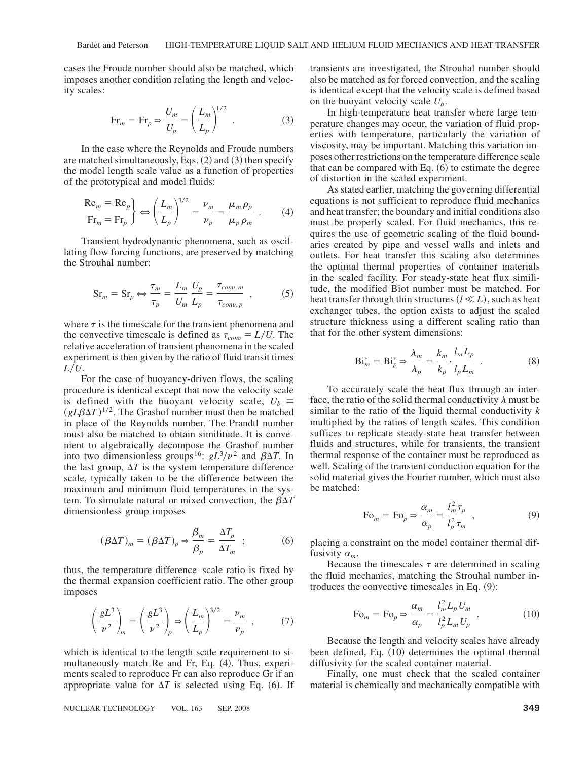cases the Froude number should also be matched, which imposes another condition relating the length and velocity scales:

$$\mathrm{Fr}_m = \mathrm{Fr}_p \Rightarrow \frac{U_m}{U_p} = \left(\frac{L_m}{L_p}\right)^{1/2} . \tag{3}$$

In the case where the Reynolds and Froude numbers are matched simultaneously, Eqs. (2) and (3) then specify the model length scale value as a function of properties of the prototypical and model fluids:

$$\left.\begin{aligned}\mathrm{Re}_m &= \mathrm{Re}_p \\ \mathrm{Fr}_m &= \mathrm{Fr}_p\end{aligned}\right\} \Leftrightarrow \left(\frac{L_m}{L_p}\right)^{3/2} = \frac{\nu_m}{\nu_p} = \frac{\mu_m \rho_p}{\mu_p \rho_m} . \tag{4}$$

Transient hydrodynamic phenomena, such as oscillating flow forcing functions, are preserved by matching the Strouhal number:

$$\mathrm{Sr}_m = \mathrm{Sr}_p \Leftrightarrow \frac{\tau_m}{\tau_p} = \frac{L_m}{U_m}\frac{U_p}{L_p} = \frac{\tau_{conv,m}}{\tau_{conv,p}} , \tag{5}$$

where $\tau$ is the timescale for the transient phenomena and the convective timescale is defined as $\tau_{conv} = L/U$. The relative acceleration of transient phenomena in the scaled experiment is then given by the ratio of fluid transit times $L/U$.

For the case of buoyancy-driven flows, the scaling procedure is identical except that now the velocity scale is defined with the buoyant velocity scale, $U_b \equiv (gL\beta\Delta T)^{1/2}$. The Grashof number must then be matched in place of the Reynolds number. The Prandtl number must also be matched to obtain similitude. It is convenient to algebraically decompose the Grashof number into two dimensionless groups[16]: $gL^3/\nu^2$ and $\beta\Delta T$. In the last group, $\Delta T$ is the system temperature difference scale, typically taken to be the difference between the maximum and minimum fluid temperatures in the system. To simulate natural or mixed convection, the $\beta\Delta T$ dimensionless group imposes

$$(\beta\Delta T)_m = (\beta\Delta T)_p \Rightarrow \frac{\beta_m}{\beta_p} = \frac{\Delta T_p}{\Delta T_m} ; \tag{6}$$

thus, the temperature difference–scale ratio is fixed by the thermal expansion coefficient ratio. The other group imposes

$$\left(\frac{gL^3}{\nu^2}\right)_m = \left(\frac{gL^3}{\nu^2}\right)_p \Rightarrow \left(\frac{L_m}{L_p}\right)^{3/2} = \frac{\nu_m}{\nu_p} , \tag{7}$$

which is identical to the length scale requirement to simultaneously match Re and Fr, Eq. (4). Thus, experiments scaled to reproduce Fr can also reproduce Gr if an appropriate value for $\Delta T$ is selected using Eq. (6). If transients are investigated, the Strouhal number should also be matched as for forced convection, and the scaling is identical except that the velocity scale is defined based on the buoyant velocity scale $U_b$.

In high-temperature heat transfer where large temperature changes may occur, the variation of fluid properties with temperature, particularly the variation of viscosity, may be important. Matching this variation imposes other restrictions on the temperature difference scale that can be compared with Eq. (6) to estimate the degree of distortion in the scaled experiment.

As stated earlier, matching the governing differential equations is not sufficient to reproduce fluid mechanics and heat transfer; the boundary and initial conditions also must be properly scaled. For fluid mechanics, this requires the use of geometric scaling of the fluid boundaries created by pipe and vessel walls and inlets and outlets. For heat transfer this scaling also determines the optimal thermal properties of container materials in the scaled facility. For steady-state heat flux similitude, the modified Biot number must be matched. For heat transfer through thin structures ($l \ll L$), such as heat exchanger tubes, the option exists to adjust the scaled structure thickness using a different scaling ratio than that for the other system dimensions:

$$\mathrm{Bi}^*_m = \mathrm{Bi}^*_p \Rightarrow \frac{\lambda_m}{\lambda_p} = \frac{k_m}{k_p} \cdot \frac{l_m L_p}{l_p L_m} . \tag{8}$$

To accurately scale the heat flux through an interface, the ratio of the solid thermal conductivity $\lambda$ must be similar to the ratio of the liquid thermal conductivity $k$ multiplied by the ratios of length scales. This condition suffices to replicate steady-state heat transfer between fluids and structures, while for transients, the transient thermal response of the container must be reproduced as well. Scaling of the transient conduction equation for the solid material gives the Fourier number, which must also be matched:

$$\mathrm{Fo}_m = \mathrm{Fo}_p \Rightarrow \frac{\alpha_m}{\alpha_p} = \frac{l_m^2 \tau_p}{l_p^2 \tau_m} , \tag{9}$$

placing a constraint on the model container thermal diffusivity $\alpha_m$.

Because the timescales $\tau$ are determined in scaling the fluid mechanics, matching the Strouhal number introduces the convective timescales in Eq. (9):

$$\mathrm{Fo}_m = \mathrm{Fo}_p \Rightarrow \frac{\alpha_m}{\alpha_p} = \frac{l_m^2 L_p U_m}{l_p^2 L_m U_p} . \tag{10}$$

Because the length and velocity scales have already been defined, Eq. (10) determines the optimal thermal diffusivity for the scaled container material.

Finally, one must check that the scaled container material is chemically and mechanically compatible with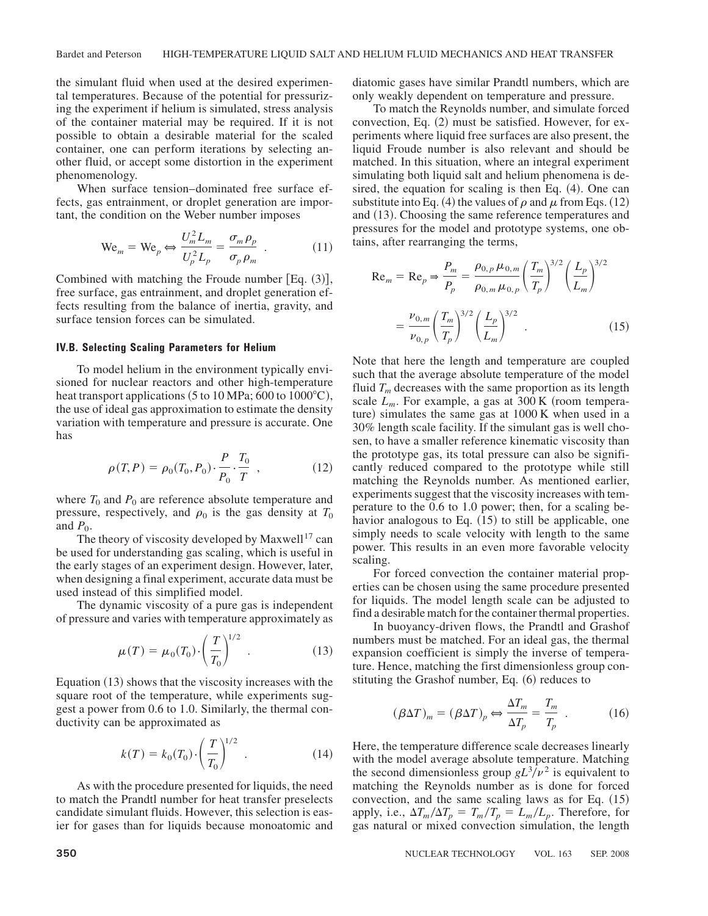the simulant fluid when used at the desired experimental temperatures. Because of the potential for pressurizing the experiment if helium is simulated, stress analysis of the container material may be required. If it is not possible to obtain a desirable material for the scaled container, one can perform iterations by selecting another fluid, or accept some distortion in the experiment phenomenology.

When surface tension–dominated free surface effects, gas entrainment, or droplet generation are important, the condition on the Weber number imposes

$$\mathrm{We}_m = \mathrm{We}_p \Leftrightarrow \frac{U_m^2 L_m}{U_p^2 L_p} = \frac{\sigma_m \rho_p}{\sigma_p \rho_m} \quad . \tag{11}$$

Combined with matching the Froude number [Eq. (3)], free surface, gas entrainment, and droplet generation effects resulting from the balance of inertia, gravity, and surface tension forces can be simulated.

### IV.B. Selecting Scaling Parameters for Helium

To model helium in the environment typically envisioned for nuclear reactors and other high-temperature heat transport applications (5 to 10 MPa; 600 to 1000°C), the use of ideal gas approximation to estimate the density variation with temperature and pressure is accurate. One has

$$\rho(T,P) = \rho_0(T_0,P_0) \cdot \frac{P}{P_0} \cdot \frac{T_0}{T} \quad , \tag{12}$$

where $T_0$ and $P_0$ are reference absolute temperature and pressure, respectively, and $\rho_0$ is the gas density at $T_0$ and $P_0$.

The theory of viscosity developed by Maxwell[17] can be used for understanding gas scaling, which is useful in the early stages of an experiment design. However, later, when designing a final experiment, accurate data must be used instead of this simplified model.

The dynamic viscosity of a pure gas is independent of pressure and varies with temperature approximately as

$$\mu(T) = \mu_0(T_0) \cdot \left(\frac{T}{T_0}\right)^{1/2} \quad . \tag{13}$$

Equation (13) shows that the viscosity increases with the square root of the temperature, while experiments suggest a power from 0.6 to 1.0. Similarly, the thermal conductivity can be approximated as

$$k(T) = k_0(T_0) \cdot \left(\frac{T}{T_0}\right)^{1/2} \quad . \tag{14}$$

As with the procedure presented for liquids, the need to match the Prandtl number for heat transfer preselects candidate simulant fluids. However, this selection is easier for gases than for liquids because monoatomic and diatomic gases have similar Prandtl numbers, which are only weakly dependent on temperature and pressure.

To match the Reynolds number, and simulate forced convection, Eq. (2) must be satisfied. However, for experiments where liquid free surfaces are also present, the liquid Froude number is also relevant and should be matched. In this situation, where an integral experiment simulating both liquid salt and helium phenomena is desired, the equation for scaling is then Eq. (4). One can substitute into Eq. (4) the values of $\rho$ and $\mu$ from Eqs. (12) and (13). Choosing the same reference temperatures and pressures for the model and prototype systems, one obtains, after rearranging the terms,

$$\mathrm{Re}_m = \mathrm{Re}_p \Rightarrow \frac{P_m}{P_p} = \frac{\rho_{0,p}\,\mu_{0,m}}{\rho_{0,m}\,\mu_{0,p}} \left(\frac{T_m}{T_p}\right)^{3/2} \left(\frac{L_p}{L_m}\right)^{3/2}$$

$$= \frac{\nu_{0,m}}{\nu_{0,p}} \left(\frac{T_m}{T_p}\right)^{3/2} \left(\frac{L_p}{L_m}\right)^{3/2} \quad . \tag{15}$$

Note that here the length and temperature are coupled such that the average absolute temperature of the model fluid $T_m$ decreases with the same proportion as its length scale $L_m$. For example, a gas at 300 K (room temperature) simulates the same gas at 1000 K when used in a 30% length scale facility. If the simulant gas is well chosen, to have a smaller reference kinematic viscosity than the prototype gas, its total pressure can also be significantly reduced compared to the prototype while still matching the Reynolds number. As mentioned earlier, experiments suggest that the viscosity increases with temperature to the 0.6 to 1.0 power; then, for a scaling behavior analogous to Eq. (15) to still be applicable, one simply needs to scale velocity with length to the same power. This results in an even more favorable velocity scaling.

For forced convection the container material properties can be chosen using the same procedure presented for liquids. The model length scale can be adjusted to find a desirable match for the container thermal properties.

In buoyancy-driven flows, the Prandtl and Grashof numbers must be matched. For an ideal gas, the thermal expansion coefficient is simply the inverse of temperature. Hence, matching the first dimensionless group constituting the Grashof number, Eq. (6) reduces to

$$(\beta \Delta T)_m = (\beta \Delta T)_p \Leftrightarrow \frac{\Delta T_m}{\Delta T_p} = \frac{T_m}{T_p} \quad . \tag{16}$$

Here, the temperature difference scale decreases linearly with the model average absolute temperature. Matching the second dimensionless group $gL^3/\nu^2$ is equivalent to matching the Reynolds number as is done for forced convection, and the same scaling laws as for Eq. (15) apply, i.e., $\Delta T_m/\Delta T_p = T_m/T_p = L_m/L_p$. Therefore, for gas natural or mixed convection simulation, the length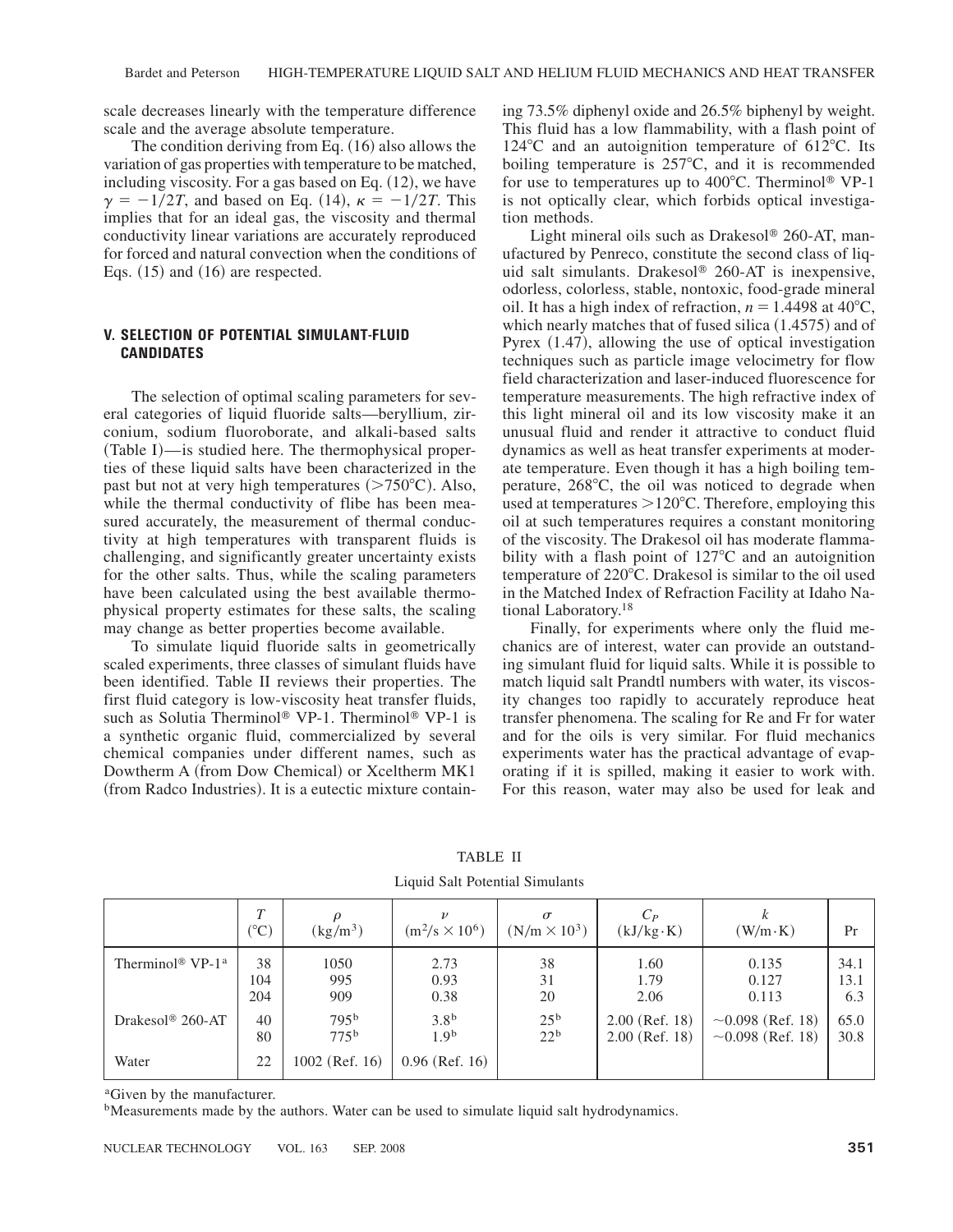scale decreases linearly with the temperature difference scale and the average absolute temperature.

The condition deriving from Eq. (16) also allows the variation of gas properties with temperature to be matched, including viscosity. For a gas based on Eq. (12), we have $\gamma = -1/2T$, and based on Eq. (14), $\kappa = -1/2T$. This implies that for an ideal gas, the viscosity and thermal conductivity linear variations are accurately reproduced for forced and natural convection when the conditions of Eqs. (15) and (16) are respected.

## V. SELECTION OF POTENTIAL SIMULANT-FLUID CANDIDATES

The selection of optimal scaling parameters for several categories of liquid fluoride salts—beryllium, zirconium, sodium fluoroborate, and alkali-based salts (Table I)—is studied here. The thermophysical properties of these liquid salts have been characterized in the past but not at very high temperatures (>750°C). Also, while the thermal conductivity of flibe has been measured accurately, the measurement of thermal conductivity at high temperatures with transparent fluids is challenging, and significantly greater uncertainty exists for the other salts. Thus, while the scaling parameters have been calculated using the best available thermophysical property estimates for these salts, the scaling may change as better properties become available.

To simulate liquid fluoride salts in geometrically scaled experiments, three classes of simulant fluids have been identified. Table II reviews their properties. The first fluid category is low-viscosity heat transfer fluids, such as Solutia Therminol® VP-1. Therminol® VP-1 is a synthetic organic fluid, commercialized by several chemical companies under different names, such as Dowtherm A (from Dow Chemical) or Xceltherm MK1 (from Radco Industries). It is a eutectic mixture containing 73.5% diphenyl oxide and 26.5% biphenyl by weight. This fluid has a low flammability, with a flash point of 124°C and an autoignition temperature of 612°C. Its boiling temperature is 257°C, and it is recommended for use to temperatures up to 400°C. Therminol® VP-1 is not optically clear, which forbids optical investigation methods.

Light mineral oils such as Drakesol® 260-AT, manufactured by Penreco, constitute the second class of liquid salt simulants. Drakesol® 260-AT is inexpensive, odorless, colorless, stable, nontoxic, food-grade mineral oil. It has a high index of refraction, $n = 1.4498$ at 40°C, which nearly matches that of fused silica (1.4575) and of Pyrex (1.47), allowing the use of optical investigation techniques such as particle image velocimetry for flow field characterization and laser-induced fluorescence for temperature measurements. The high refractive index of this light mineral oil and its low viscosity make it an unusual fluid and render it attractive to conduct fluid dynamics as well as heat transfer experiments at moderate temperature. Even though it has a high boiling temperature, 268°C, the oil was noticed to degrade when used at temperatures >120°C. Therefore, employing this oil at such temperatures requires a constant monitoring of the viscosity. The Drakesol oil has moderate flammability with a flash point of 127°C and an autoignition temperature of 220°C. Drakesol is similar to the oil used in the Matched Index of Refraction Facility at Idaho National Laboratory.[18]

Finally, for experiments where only the fluid mechanics are of interest, water can provide an outstanding simulant fluid for liquid salts. While it is possible to match liquid salt Prandtl numbers with water, its viscosity changes too rapidly to accurately reproduce heat transfer phenomena. The scaling for Re and Fr for water and for the oils is very similar. For fluid mechanics experiments water has the practical advantage of evaporating if it is spilled, making it easier to work with. For this reason, water may also be used for leak and

TABLE II

Liquid Salt Potential Simulants

| | $T$ (°C) | $\rho$ (kg/m$^3$) | $\nu$ (m$^2$/s $\times 10^6$) | $\sigma$ (N/m $\times 10^3$) | $C_P$ (kJ/kg·K) | $k$ (W/m·K) | Pr |
|---|---|---|---|---|---|---|---|
| Therminol® VP-1[a] | 38 | 1050 | 2.73 | 38 | 1.60 | 0.135 | 34.1 |
| | 104 | 995 | 0.93 | 31 | 1.79 | 0.127 | 13.1 |
| | 204 | 909 | 0.38 | 20 | 2.06 | 0.113 | 6.3 |
| Drakesol® 260-AT | 40 | 795[b] | 3.8[b] | 25[b] | 2.00 (Ref. 18) | ~0.098 (Ref. 18) | 65.0 |
| | 80 | 775[b] | 1.9[b] | 22[b] | 2.00 (Ref. 18) | ~0.098 (Ref. 18) | 30.8 |
| Water | 22 | 1002 (Ref. 16) | 0.96 (Ref. 16) | | | | |

[a]Given by the manufacturer.

[b]Measurements made by the authors. Water can be used to simulate liquid salt hydrodynamics.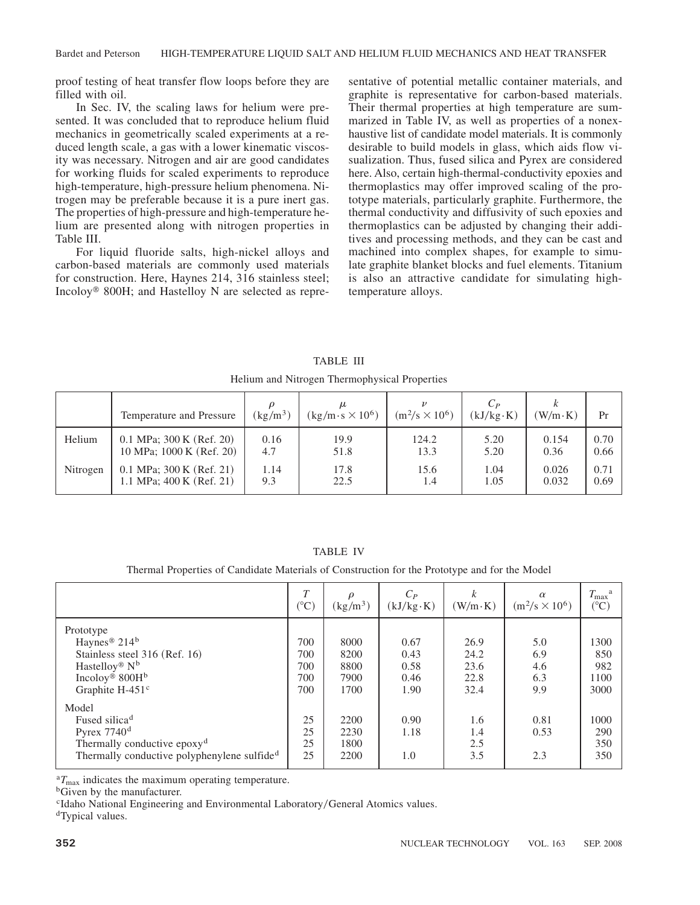proof testing of heat transfer flow loops before they are filled with oil.

In Sec. IV, the scaling laws for helium were presented. It was concluded that to reproduce helium fluid mechanics in geometrically scaled experiments at a reduced length scale, a gas with a lower kinematic viscosity was necessary. Nitrogen and air are good candidates for working fluids for scaled experiments to reproduce high-temperature, high-pressure helium phenomena. Nitrogen may be preferable because it is a pure inert gas. The properties of high-pressure and high-temperature helium are presented along with nitrogen properties in Table III.

For liquid fluoride salts, high-nickel alloys and carbon-based materials are commonly used materials for construction. Here, Haynes 214, 316 stainless steel; Incoloy® 800H; and Hastelloy N are selected as representative of potential metallic container materials, and graphite is representative for carbon-based materials. Their thermal properties at high temperature are summarized in Table IV, as well as properties of a nonexhaustive list of candidate model materials. It is commonly desirable to build models in glass, which aids flow visualization. Thus, fused silica and Pyrex are considered here. Also, certain high-thermal-conductivity epoxies and thermoplastics may offer improved scaling of the prototype materials, particularly graphite. Furthermore, the thermal conductivity and diffusivity of such epoxies and thermoplastics can be adjusted by changing their additives and processing methods, and they can be cast and machined into complex shapes, for example to simulate graphite blanket blocks and fuel elements. Titanium is also an attractive candidate for simulating high-temperature alloys.

TABLE III

Helium and Nitrogen Thermophysical Properties

| | Temperature and Pressure | $\rho$ $(\mathrm{kg/m^3})$ | $\mu$ $(\mathrm{kg/m \cdot s} \times 10^6)$ | $\nu$ $(\mathrm{m^2/s} \times 10^6)$ | $C_P$ $(\mathrm{kJ/kg \cdot K})$ | $k$ $(\mathrm{W/m \cdot K})$ | Pr |
|---|---|---|---|---|---|---|---|
| Helium | 0.1 MPa; 300 K (Ref. 20) | 0.16 | 19.9 | 124.2 | 5.20 | 0.154 | 0.70 |
| | 10 MPa; 1000 K (Ref. 20) | 4.7 | 51.8 | 13.3 | 5.20 | 0.36 | 0.66 |
| Nitrogen | 0.1 MPa; 300 K (Ref. 21) | 1.14 | 17.8 | 15.6 | 1.04 | 0.026 | 0.71 |
| | 1.1 MPa; 400 K (Ref. 21) | 9.3 | 22.5 | 1.4 | 1.05 | 0.032 | 0.69 |

TABLE IV

Thermal Properties of Candidate Materials of Construction for the Prototype and for the Model

| | $T$ (°C) | $\rho$ $(\mathrm{kg/m^3})$ | $C_P$ $(\mathrm{kJ/kg \cdot K})$ | $k$ $(\mathrm{W/m \cdot K})$ | $\alpha$ $(\mathrm{m^2/s} \times 10^6)$ | $T_{max}$[a] (°C) |
|---|---|---|---|---|---|---|
| Prototype | | | | | | |
| Haynes® 214[b] | 700 | 8000 | 0.67 | 26.9 | 5.0 | 1300 |
| Stainless steel 316 (Ref. 16) | 700 | 8200 | 0.43 | 24.2 | 6.9 | 850 |
| Hastelloy® N[b] | 700 | 8800 | 0.58 | 23.6 | 4.6 | 982 |
| Incoloy® 800H[b] | 700 | 7900 | 0.46 | 22.8 | 6.3 | 1100 |
| Graphite H-451[c] | 700 | 1700 | 1.90 | 32.4 | 9.9 | 3000 |
| Model | | | | | | |
| Fused silica[d] | 25 | 2200 | 0.90 | 1.6 | 0.81 | 1000 |
| Pyrex 7740[d] | 25 | 2230 | 1.18 | 1.4 | 0.53 | 290 |
| Thermally conductive epoxy[d] | 25 | 1800 | | 2.5 | | 350 |
| Thermally conductive polyphenylene sulfide[d] | 25 | 2200 | 1.0 | 3.5 | 2.3 | 350 |

[a] $T_{max}$ indicates the maximum operating temperature.
[b] Given by the manufacturer.
[c] Idaho National Engineering and Environmental Laboratory/General Atomics values.
[d] Typical values.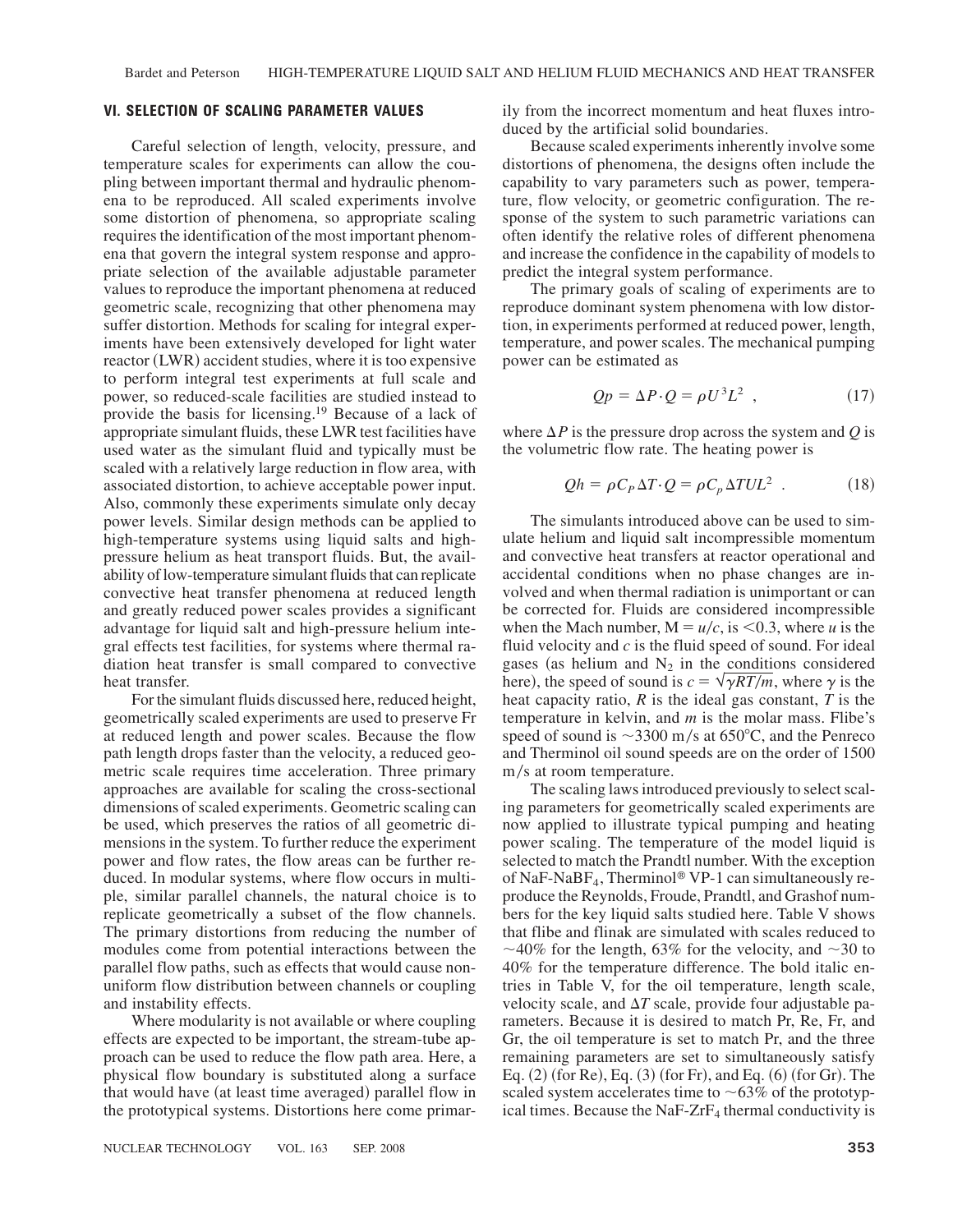## VI. SELECTION OF SCALING PARAMETER VALUES

Careful selection of length, velocity, pressure, and temperature scales for experiments can allow the coupling between important thermal and hydraulic phenomena to be reproduced. All scaled experiments involve some distortion of phenomena, so appropriate scaling requires the identification of the most important phenomena that govern the integral system response and appropriate selection of the available adjustable parameter values to reproduce the important phenomena at reduced geometric scale, recognizing that other phenomena may suffer distortion. Methods for scaling for integral experiments have been extensively developed for light water reactor (LWR) accident studies, where it is too expensive to perform integral test experiments at full scale and power, so reduced-scale facilities are studied instead to provide the basis for licensing.[19] Because of a lack of appropriate simulant fluids, these LWR test facilities have used water as the simulant fluid and typically must be scaled with a relatively large reduction in flow area, with associated distortion, to achieve acceptable power input. Also, commonly these experiments simulate only decay power levels. Similar design methods can be applied to high-temperature systems using liquid salts and high-pressure helium as heat transport fluids. But, the availability of low-temperature simulant fluids that can replicate convective heat transfer phenomena at reduced length and greatly reduced power scales provides a significant advantage for liquid salt and high-pressure helium integral effects test facilities, for systems where thermal radiation heat transfer is small compared to convective heat transfer.

For the simulant fluids discussed here, reduced height, geometrically scaled experiments are used to preserve Fr at reduced length and power scales. Because the flow path length drops faster than the velocity, a reduced geometric scale requires time acceleration. Three primary approaches are available for scaling the cross-sectional dimensions of scaled experiments. Geometric scaling can be used, which preserves the ratios of all geometric dimensions in the system. To further reduce the experiment power and flow rates, the flow areas can be further reduced. In modular systems, where flow occurs in multiple, similar parallel channels, the natural choice is to replicate geometrically a subset of the flow channels. The primary distortions from reducing the number of modules come from potential interactions between the parallel flow paths, such as effects that would cause nonuniform flow distribution between channels or coupling and instability effects.

Where modularity is not available or where coupling effects are expected to be important, the stream-tube approach can be used to reduce the flow path area. Here, a physical flow boundary is substituted along a surface that would have (at least time averaged) parallel flow in the prototypical systems. Distortions here come primarily from the incorrect momentum and heat fluxes introduced by the artificial solid boundaries.

Because scaled experiments inherently involve some distortions of phenomena, the designs often include the capability to vary parameters such as power, temperature, flow velocity, or geometric configuration. The response of the system to such parametric variations can often identify the relative roles of different phenomena and increase the confidence in the capability of models to predict the integral system performance.

The primary goals of scaling of experiments are to reproduce dominant system phenomena with low distortion, in experiments performed at reduced power, length, temperature, and power scales. The mechanical pumping power can be estimated as

$$Qp = \Delta P \cdot Q = \rho U^3 L^2 \ , \tag{17}$$

where $\Delta P$ is the pressure drop across the system and $Q$ is the volumetric flow rate. The heating power is

$$Qh = \rho C_P \Delta T \cdot Q = \rho C_p \Delta T U L^2 \ . \tag{18}$$

The simulants introduced above can be used to simulate helium and liquid salt incompressible momentum and convective heat transfers at reactor operational and accidental conditions when no phase changes are involved and when thermal radiation is unimportant or can be corrected for. Fluids are considered incompressible when the Mach number, $M = u/c$, is $<0.3$, where $u$ is the fluid velocity and $c$ is the fluid speed of sound. For ideal gases (as helium and $N_2$ in the conditions considered here), the speed of sound is $c = \sqrt{\gamma RT/m}$, where $\gamma$ is the heat capacity ratio, $R$ is the ideal gas constant, $T$ is the temperature in kelvin, and $m$ is the molar mass. Flibe's speed of sound is ~3300 m/s at 650°C, and the Penreco and Therminol oil sound speeds are on the order of 1500 m/s at room temperature.

The scaling laws introduced previously to select scaling parameters for geometrically scaled experiments are now applied to illustrate typical pumping and heating power scaling. The temperature of the model liquid is selected to match the Prandtl number. With the exception of NaF-$NaBF_4$, Therminol® VP-1 can simultaneously reproduce the Reynolds, Froude, Prandtl, and Grashof numbers for the key liquid salts studied here. Table V shows that flibe and flinak are simulated with scales reduced to ~40% for the length, 63% for the velocity, and ~30 to 40% for the temperature difference. The bold italic entries in Table V, for the oil temperature, length scale, velocity scale, and $\Delta T$ scale, provide four adjustable parameters. Because it is desired to match Pr, Re, Fr, and Gr, the oil temperature is set to match Pr, and the three remaining parameters are set to simultaneously satisfy Eq. (2) (for Re), Eq. (3) (for Fr), and Eq. (6) (for Gr). The scaled system accelerates time to ~63% of the prototypical times. Because the NaF-$ZrF_4$ thermal conductivity is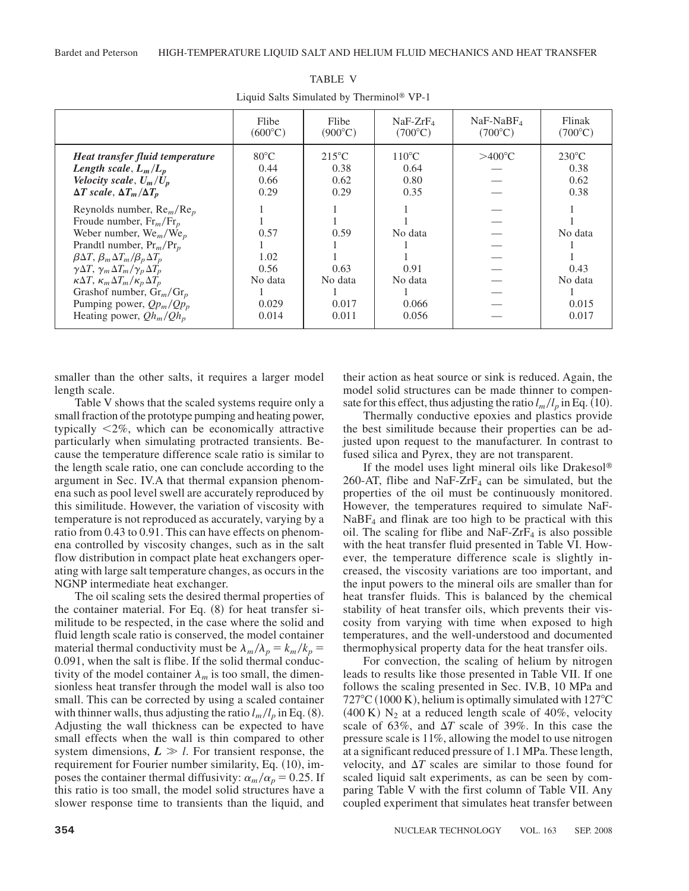TABLE V

Liquid Salts Simulated by Therminol® VP-1

| | Flibe (600°C) | Flibe (900°C) | $NaF$-$ZrF_4$ (700°C) | $NaF$-$NaBF_4$ (700°C) | Flinak (700°C) |
|---|---|---|---|---|---|
| ***Heat transfer fluid temperature*** | 80°C | 215°C | 110°C | >400°C | 230°C |
| ***Length scale***, $L_m/L_p$ | 0.44 | 0.38 | 0.64 | — | 0.38 |
| ***Velocity scale***, $U_m/U_p$ | 0.66 | 0.62 | 0.80 | — | 0.62 |
| $\Delta T$ ***scale***, $\Delta T_m/\Delta T_p$ | 0.29 | 0.29 | 0.35 | — | 0.38 |
| Reynolds number, $Re_m/Re_p$ | 1 | 1 | 1 | — | 1 |
| Froude number, $Fr_m/Fr_p$ | 1 | 1 | 1 | — | 1 |
| Weber number, $We_m/We_p$ | 0.57 | 0.59 | No data | — | No data |
| Prandtl number, $Pr_m/Pr_p$ | 1 | 1 | 1 | — | 1 |
| $\beta\Delta T$, $\beta_m \Delta T_m/\beta_p \Delta T_p$ | 1.02 | 1 | 1 | — | 1 |
| $\gamma\Delta T$, $\gamma_m \Delta T_m/\gamma_p \Delta T_p$ | 0.56 | 0.63 | 0.91 | — | 0.43 |
| $\kappa\Delta T$, $\kappa_m \Delta T_m/\kappa_p \Delta T_p$ | No data | No data | No data | — | No data |
| Grashof number, $Gr_m/Gr_p$ | 1 | 1 | 1 | — | 1 |
| Pumping power, $Qp_m/Qp_p$ | 0.029 | 0.017 | 0.066 | — | 0.015 |
| Heating power, $Qh_m/Qh_p$ | 0.014 | 0.011 | 0.056 | — | 0.017 |

smaller than the other salts, it requires a larger model length scale.

Table V shows that the scaled systems require only a small fraction of the prototype pumping and heating power, typically <2%, which can be economically attractive particularly when simulating protracted transients. Because the temperature difference scale ratio is similar to the length scale ratio, one can conclude according to the argument in Sec. IV.A that thermal expansion phenomena such as pool level swell are accurately reproduced by this similitude. However, the variation of viscosity with temperature is not reproduced as accurately, varying by a ratio from 0.43 to 0.91. This can have effects on phenomena controlled by viscosity changes, such as in the salt flow distribution in compact plate heat exchangers operating with large salt temperature changes, as occurs in the NGNP intermediate heat exchanger.

The oil scaling sets the desired thermal properties of the container material. For Eq. (8) for heat transfer similitude to be respected, in the case where the solid and fluid length scale ratio is conserved, the model container material thermal conductivity must be $\lambda_m/\lambda_p = k_m/k_p = 0.091$, when the salt is flibe. If the solid thermal conductivity of the model container $\lambda_m$ is too small, the dimensionless heat transfer through the model wall is also too small. This can be corrected by using a scaled container with thinner walls, thus adjusting the ratio $l_m/l_p$ in Eq. (8). Adjusting the wall thickness can be expected to have small effects when the wall is thin compared to other system dimensions, $L \gg l$. For transient response, the requirement for Fourier number similarity, Eq. (10), imposes the container thermal diffusivity: $\alpha_m/\alpha_p = 0.25$. If this ratio is too small, the model solid structures have a slower response time to transients than the liquid, and their action as heat source or sink is reduced. Again, the model solid structures can be made thinner to compensate for this effect, thus adjusting the ratio $l_m/l_p$ in Eq. (10).

Thermally conductive epoxies and plastics provide the best similitude because their properties can be adjusted upon request to the manufacturer. In contrast to fused silica and Pyrex, they are not transparent.

If the model uses light mineral oils like Drakesol® 260-AT, flibe and $NaF$-$ZrF_4$ can be simulated, but the properties of the oil must be continuously monitored. However, the temperatures required to simulate $NaF$-$NaBF_4$ and flinak are too high to be practical with this oil. The scaling for flibe and $NaF$-$ZrF_4$ is also possible with the heat transfer fluid presented in Table VI. However, the temperature difference scale is slightly increased, the viscosity variations are too important, and the input powers to the mineral oils are smaller than for heat transfer fluids. This is balanced by the chemical stability of heat transfer oils, which prevents their viscosity from varying with time when exposed to high temperatures, and the well-understood and documented thermophysical property data for the heat transfer oils.

For convection, the scaling of helium by nitrogen leads to results like those presented in Table VII. If one follows the scaling presented in Sec. IV.B, 10 MPa and 727°C (1000 K), helium is optimally simulated with 127°C (400 K) $N_2$ at a reduced length scale of 40%, velocity scale of 63%, and $\Delta T$ scale of 39%. In this case the pressure scale is 11%, allowing the model to use nitrogen at a significant reduced pressure of 1.1 MPa. These length, velocity, and $\Delta T$ scales are similar to those found for scaled liquid salt experiments, as can be seen by comparing Table V with the first column of Table VII. Any coupled experiment that simulates heat transfer between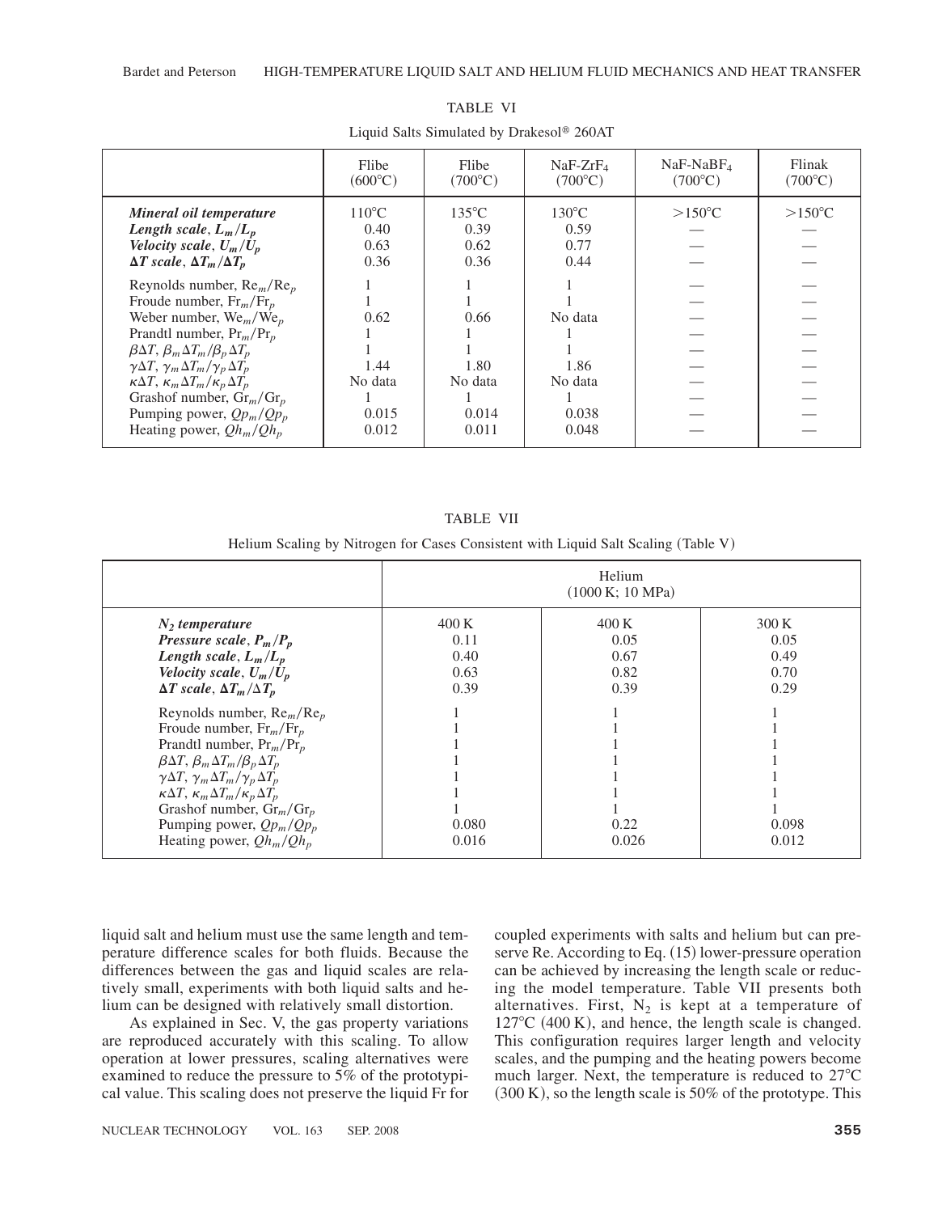TABLE VI

Liquid Salts Simulated by Drakesol® 260AT

| | Flibe (600°C) | Flibe (700°C) | NaF-$ZrF_4$ (700°C) | NaF-$NaBF_4$ (700°C) | Flinak (700°C) |
|---|---|---|---|---|---|
| ***Mineral oil temperature*** | 110°C | 135°C | 130°C | >150°C | >150°C |
| ***Length scale***, $L_m/L_p$ | 0.40 | 0.39 | 0.59 | — | — |
| ***Velocity scale***, $U_m/U_p$ | 0.63 | 0.62 | 0.77 | — | — |
| ***$\Delta T$ scale***, $\Delta T_m/\Delta T_p$ | 0.36 | 0.36 | 0.44 | — | — |
| Reynolds number, $Re_m/Re_p$ | 1 | 1 | 1 | — | — |
| Froude number, $Fr_m/Fr_p$ | 1 | 1 | 1 | — | — |
| Weber number, $We_m/We_p$ | 0.62 | 0.66 | No data | — | — |
| Prandtl number, $Pr_m/Pr_p$ | 1 | 1 | 1 | — | — |
| $\beta\Delta T$, $\beta_m \Delta T_m/\beta_p \Delta T_p$ | 1 | 1 | 1 | — | — |
| $\gamma\Delta T$, $\gamma_m \Delta T_m/\gamma_p \Delta T_p$ | 1.44 | 1.80 | 1.86 | — | — |
| $\kappa\Delta T$, $\kappa_m \Delta T_m/\kappa_p \Delta T_p$ | No data | No data | No data | — | — |
| Grashof number, $Gr_m/Gr_p$ | 1 | 1 | 1 | — | — |
| Pumping power, $Qp_m/Qp_p$ | 0.015 | 0.014 | 0.038 | — | — |
| Heating power, $Qh_m/Qh_p$ | 0.012 | 0.011 | 0.048 | — | — |

TABLE VII

Helium Scaling by Nitrogen for Cases Consistent with Liquid Salt Scaling (Table V)

| | Helium (1000 K; 10 MPa) | | |
|---|---|---|---|
| ***$N_2$ temperature*** | 400 K | 400 K | 300 K |
| ***Pressure scale***, $P_m/P_p$ | 0.11 | 0.05 | 0.05 |
| ***Length scale***, $L_m/L_p$ | 0.40 | 0.67 | 0.49 |
| ***Velocity scale***, $U_m/U_p$ | 0.63 | 0.82 | 0.70 |
| ***$\Delta T$ scale***, $\Delta T_m/\Delta T_p$ | 0.39 | 0.39 | 0.29 |
| Reynolds number, $Re_m/Re_p$ | 1 | 1 | 1 |
| Froude number, $Fr_m/Fr_p$ | 1 | 1 | 1 |
| Prandtl number, $Pr_m/Pr_p$ | 1 | 1 | 1 |
| $\beta\Delta T$, $\beta_m \Delta T_m/\beta_p \Delta T_p$ | 1 | 1 | 1 |
| $\gamma\Delta T$, $\gamma_m \Delta T_m/\gamma_p \Delta T_p$ | 1 | 1 | 1 |
| $\kappa\Delta T$, $\kappa_m \Delta T_m/\kappa_p \Delta T_p$ | 1 | 1 | 1 |
| Grashof number, $Gr_m/Gr_p$ | 1 | 1 | 1 |
| Pumping power, $Qp_m/Qp_p$ | 0.080 | 0.22 | 0.098 |
| Heating power, $Qh_m/Qh_p$ | 0.016 | 0.026 | 0.012 |

liquid salt and helium must use the same length and temperature difference scales for both fluids. Because the differences between the gas and liquid scales are relatively small, experiments with both liquid salts and helium can be designed with relatively small distortion.

As explained in Sec. V, the gas property variations are reproduced accurately with this scaling. To allow operation at lower pressures, scaling alternatives were examined to reduce the pressure to 5% of the prototypical value. This scaling does not preserve the liquid Fr for coupled experiments with salts and helium but can preserve Re. According to Eq. (15) lower-pressure operation can be achieved by increasing the length scale or reducing the model temperature. Table VII presents both alternatives. First, $N_2$ is kept at a temperature of 127°C (400 K), and hence, the length scale is changed. This configuration requires larger length and velocity scales, and the pumping and the heating powers become much larger. Next, the temperature is reduced to 27°C (300 K), so the length scale is 50% of the prototype. This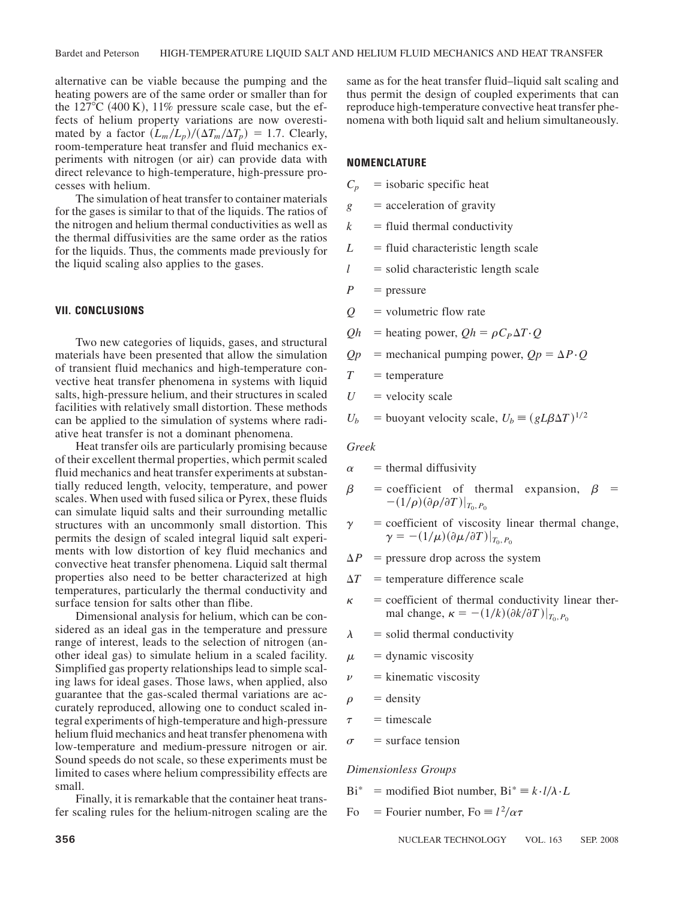alternative can be viable because the pumping and the heating powers are of the same order or smaller than for the 127°C (400 K), 11% pressure scale case, but the effects of helium property variations are now overestimated by a factor $(L_m/L_p)/(\Delta T_m/\Delta T_p) = 1.7$. Clearly, room-temperature heat transfer and fluid mechanics experiments with nitrogen (or air) can provide data with direct relevance to high-temperature, high-pressure processes with helium.

The simulation of heat transfer to container materials for the gases is similar to that of the liquids. The ratios of the nitrogen and helium thermal conductivities as well as the thermal diffusivities are the same order as the ratios for the liquids. Thus, the comments made previously for the liquid scaling also applies to the gases.

## VII. CONCLUSIONS

Two new categories of liquids, gases, and structural materials have been presented that allow the simulation of transient fluid mechanics and high-temperature convective heat transfer phenomena in systems with liquid salts, high-pressure helium, and their structures in scaled facilities with relatively small distortion. These methods can be applied to the simulation of systems where radiative heat transfer is not a dominant phenomena.

Heat transfer oils are particularly promising because of their excellent thermal properties, which permit scaled fluid mechanics and heat transfer experiments at substantially reduced length, velocity, temperature, and power scales. When used with fused silica or Pyrex, these fluids can simulate liquid salts and their surrounding metallic structures with an uncommonly small distortion. This permits the design of scaled integral liquid salt experiments with low distortion of key fluid mechanics and convective heat transfer phenomena. Liquid salt thermal properties also need to be better characterized at high temperatures, particularly the thermal conductivity and surface tension for salts other than flibe.

Dimensional analysis for helium, which can be considered as an ideal gas in the temperature and pressure range of interest, leads to the selection of nitrogen (another ideal gas) to simulate helium in a scaled facility. Simplified gas property relationships lead to simple scaling laws for ideal gases. Those laws, when applied, also guarantee that the gas-scaled thermal variations are accurately reproduced, allowing one to conduct scaled integral experiments of high-temperature and high-pressure helium fluid mechanics and heat transfer phenomena with low-temperature and medium-pressure nitrogen or air. Sound speeds do not scale, so these experiments must be limited to cases where helium compressibility effects are small.

Finally, it is remarkable that the container heat transfer scaling rules for the helium-nitrogen scaling are the same as for the heat transfer fluid–liquid salt scaling and thus permit the design of coupled experiments that can reproduce high-temperature convective heat transfer phenomena with both liquid salt and helium simultaneously.

## NOMENCLATURE

- $C_p$ = isobaric specific heat
- $g$ = acceleration of gravity
- $k$ = fluid thermal conductivity
- $L$ = fluid characteristic length scale
- $l$ = solid characteristic length scale
- $P$ = pressure
- $Q$ = volumetric flow rate
- $Qh$ = heating power, $Qh = \rho C_P \Delta T \cdot Q$
- $Qp$ = mechanical pumping power, $Qp = \Delta P \cdot Q$
- $T$ = temperature
- $U$ = velocity scale
- $U_b$ = buoyant velocity scale, $U_b \equiv (gL\beta\Delta T)^{1/2}$

*Greek*

- $\alpha$ = thermal diffusivity
- $\beta$ = coefficient of thermal expansion, $\beta = -(1/\rho)(\partial\rho/\partial T)|_{T_0,P_0}$
- $\gamma$ = coefficient of viscosity linear thermal change, $\gamma = -(1/\mu)(\partial\mu/\partial T)|_{T_0,P_0}$
- $\Delta P$ = pressure drop across the system
- $\Delta T$ = temperature difference scale
- $\kappa$ = coefficient of thermal conductivity linear thermal change, $\kappa = -(1/k)(\partial k/\partial T)|_{T_0,P_0}$
- $\lambda$ = solid thermal conductivity
- $\mu$ = dynamic viscosity
- $\nu$ = kinematic viscosity
- $\rho$ = density
- $\tau$ = timescale
- $\sigma$ = surface tension

*Dimensionless Groups*

- $\mathrm{Bi}^*$ = modified Biot number, $\mathrm{Bi}^* \equiv k \cdot l/\lambda \cdot L$
- Fo = Fourier number, $\mathrm{Fo} \equiv l^2/\alpha\tau$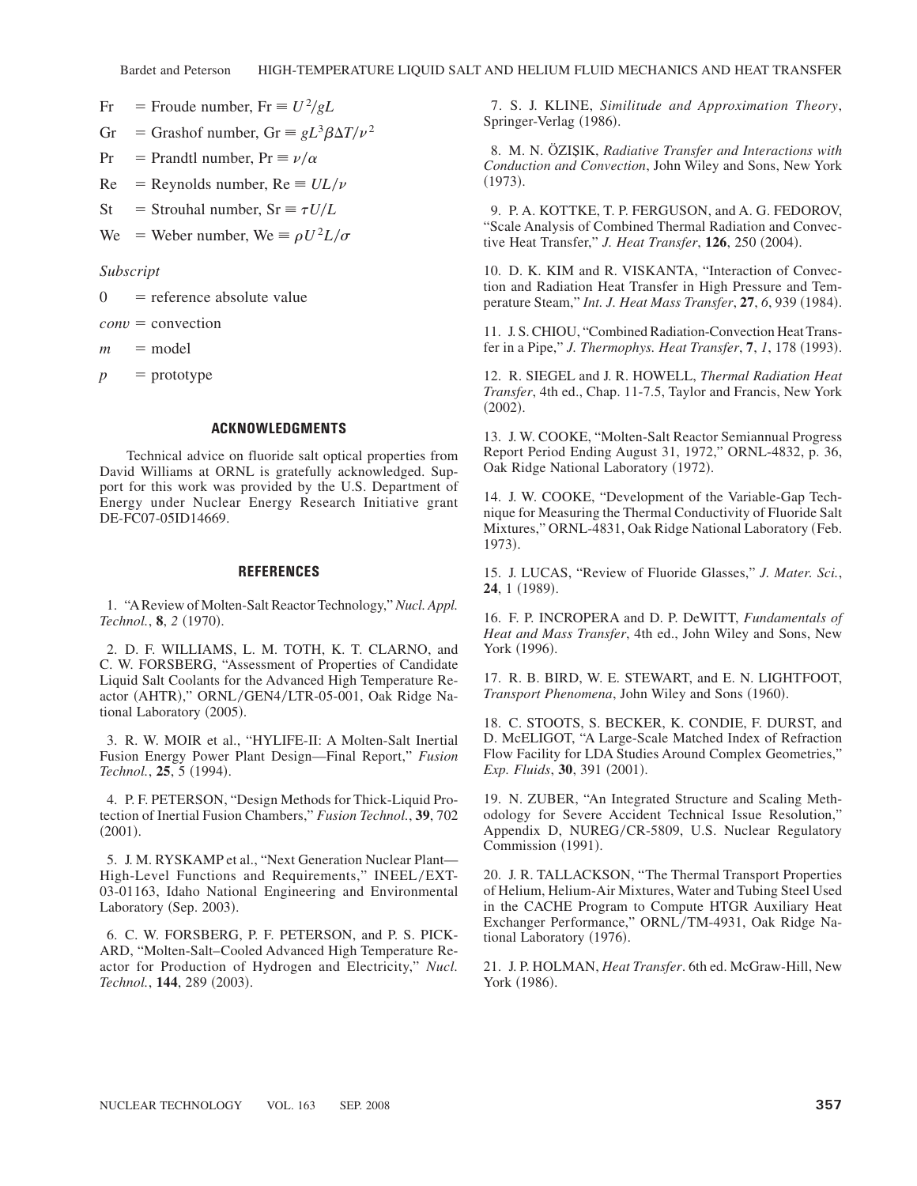Fr = Froude number, $\mathrm{Fr} \equiv U^2/gL$

Gr = Grashof number, $\mathrm{Gr} \equiv gL^3\beta\Delta T/\nu^2$

Pr = Prandtl number, $\mathrm{Pr} \equiv \nu/\alpha$

Re = Reynolds number, $\mathrm{Re} \equiv UL/\nu$

St = Strouhal number, $\mathrm{Sr} \equiv \tau U/L$

We = Weber number, $\mathrm{We} \equiv \rho U^2 L/\sigma$

*Subscript*

0 = reference absolute value

*conv* = convection

*m* = model

*p* = prototype

## ACKNOWLEDGMENTS

Technical advice on fluoride salt optical properties from David Williams at ORNL is gratefully acknowledged. Support for this work was provided by the U.S. Department of Energy under Nuclear Energy Research Initiative grant DE-FC07-05ID14669.

## REFERENCES

1. "A Review of Molten-Salt Reactor Technology," *Nucl. Appl. Technol.*, **8**, *2* (1970).

2. D. F. WILLIAMS, L. M. TOTH, K. T. CLARNO, and C. W. FORSBERG, "Assessment of Properties of Candidate Liquid Salt Coolants for the Advanced High Temperature Reactor (AHTR)," ORNL/GEN4/LTR-05-001, Oak Ridge National Laboratory (2005).

3. R. W. MOIR et al., "HYLIFE-II: A Molten-Salt Inertial Fusion Energy Power Plant Design—Final Report," *Fusion Technol.*, **25**, 5 (1994).

4. P. F. PETERSON, "Design Methods for Thick-Liquid Protection of Inertial Fusion Chambers," *Fusion Technol.*, **39**, 702 (2001).

5. J. M. RYSKAMP et al., "Next Generation Nuclear Plant—High-Level Functions and Requirements," INEEL/EXT-03-01163, Idaho National Engineering and Environmental Laboratory (Sep. 2003).

6. C. W. FORSBERG, P. F. PETERSON, and P. S. PICKARD, "Molten-Salt–Cooled Advanced High Temperature Reactor for Production of Hydrogen and Electricity," *Nucl. Technol.*, **144**, 289 (2003).

7. S. J. KLINE, *Similitude and Approximation Theory*, Springer-Verlag (1986).

8. M. N. ÖZIŞIK, *Radiative Transfer and Interactions with Conduction and Convection*, John Wiley and Sons, New York (1973).

9. P. A. KOTTKE, T. P. FERGUSON, and A. G. FEDOROV, "Scale Analysis of Combined Thermal Radiation and Convective Heat Transfer," *J. Heat Transfer*, **126**, 250 (2004).

10. D. K. KIM and R. VISKANTA, "Interaction of Convection and Radiation Heat Transfer in High Pressure and Temperature Steam," *Int. J. Heat Mass Transfer*, **27**, *6*, 939 (1984).

11. J. S. CHIOU, "Combined Radiation-Convection Heat Transfer in a Pipe," *J. Thermophys. Heat Transfer*, **7**, *1*, 178 (1993).

12. R. SIEGEL and J. R. HOWELL, *Thermal Radiation Heat Transfer*, 4th ed., Chap. 11-7.5, Taylor and Francis, New York (2002).

13. J. W. COOKE, "Molten-Salt Reactor Semiannual Progress Report Period Ending August 31, 1972," ORNL-4832, p. 36, Oak Ridge National Laboratory (1972).

14. J. W. COOKE, "Development of the Variable-Gap Technique for Measuring the Thermal Conductivity of Fluoride Salt Mixtures," ORNL-4831, Oak Ridge National Laboratory (Feb. 1973).

15. J. LUCAS, "Review of Fluoride Glasses," *J. Mater. Sci.*, **24**, 1 (1989).

16. F. P. INCROPERA and D. P. DeWITT, *Fundamentals of Heat and Mass Transfer*, 4th ed., John Wiley and Sons, New York (1996).

17. R. B. BIRD, W. E. STEWART, and E. N. LIGHTFOOT, *Transport Phenomena*, John Wiley and Sons (1960).

18. C. STOOTS, S. BECKER, K. CONDIE, F. DURST, and D. McELIGOT, "A Large-Scale Matched Index of Refraction Flow Facility for LDA Studies Around Complex Geometries," *Exp. Fluids*, **30**, 391 (2001).

19. N. ZUBER, "An Integrated Structure and Scaling Methodology for Severe Accident Technical Issue Resolution," Appendix D, NUREG/CR-5809, U.S. Nuclear Regulatory Commission (1991).

20. J. R. TALLACKSON, "The Thermal Transport Properties of Helium, Helium-Air Mixtures, Water and Tubing Steel Used in the CACHE Program to Compute HTGR Auxiliary Heat Exchanger Performance," ORNL/TM-4931, Oak Ridge National Laboratory (1976).

21. J. P. HOLMAN, *Heat Transfer*. 6th ed. McGraw-Hill, New York (1986).